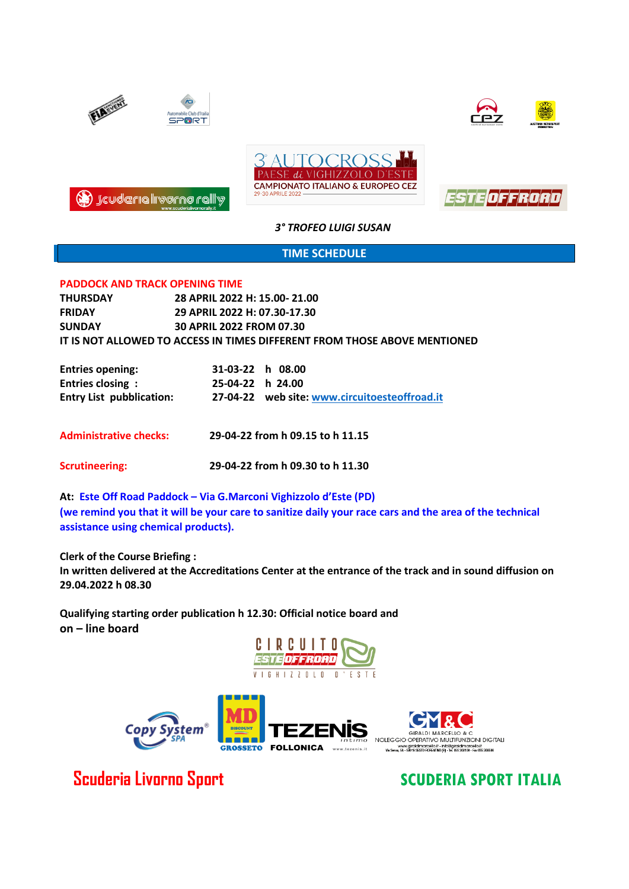3° AUTOCROSS
PAESE di VIGHIZZOLO D'ESTE
CAMPIONATO ITALIANO & EUROPEO CEZ
29-30 APRILE 2022

*3° TROFEO LUIGI SUSAN*

## TIME SCHEDULE

**PADDOCK AND TRACK OPENING TIME**

| | |
|---|---|
| **THURSDAY** | **28 APRIL 2022 H: 15.00- 21.00** |
| **FRIDAY** | **29 APRIL 2022 H: 07.30-17.30** |
| **SUNDAY** | **30 APRIL 2022 FROM 07.30** |

**IT IS NOT ALLOWED TO ACCESS IN TIMES DIFFERENT FROM THOSE ABOVE MENTIONED**

| | | |
|---|---|---|
| **Entries opening:** | **31-03-22** | **h 08.00** |
| **Entries closing :** | **25-04-22** | **h 24.00** |
| **Entry List pubblication:** | **27-04-22** | **web site: www.circuitoesteoffroad.it** |

**Administrative checks:** **29-04-22 from h 09.15 to h 11.15**

**Scrutineering:** **29-04-22 from h 09.30 to h 11.30**

**At: Este Off Road Paddock – Via G.Marconi Vighizzolo d'Este (PD)**
**(we remind you that it will be your care to sanitize daily your race cars and the area of the technical assistance using chemical products).**

**Clerk of the Course Briefing :**
**In written delivered at the Accreditations Center at the entrance of the track and in sound diffusion on 29.04.2022 h 08.30**

**Qualifying starting order publication h 12.30: Official notice board and on – line board**

Scuderia Livorno Sport

SCUDERIA SPORT ITALIA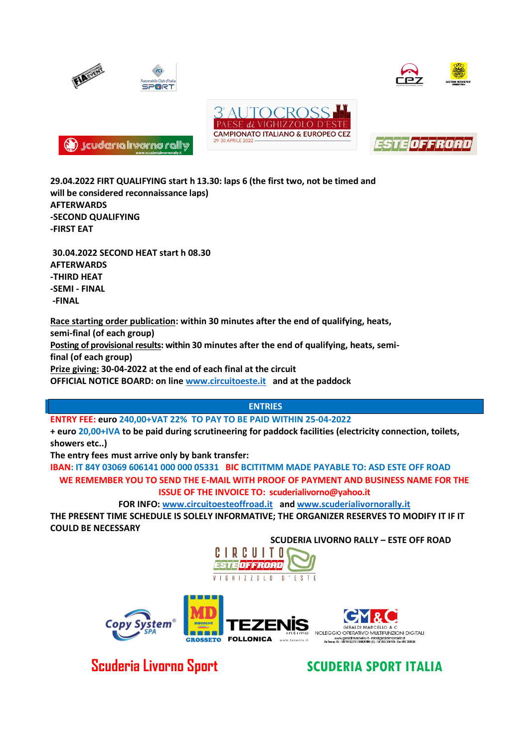29.04.2022 FIRT QUALIFYING start h 13.30: laps 6 (the first two, not be timed and will be considered reconnaissance laps)
AFTERWARDS
-SECOND QUALIFYING
-FIRST EAT

30.04.2022 SECOND HEAT start h 08.30
AFTERWARDS
-THIRD HEAT
-SEMI - FINAL
-FINAL

**Race starting order publication**: within 30 minutes after the end of qualifying, heats, semi-final (of each group)
**Posting of provisional results**: within 30 minutes after the end of qualifying, heats, semi-final (of each group)
**Prize giving:** 30-04-2022 at the end of each final at the circuit
OFFICIAL NOTICE BOARD: on line www.circuitoeste.it and at the paddock

## ENTRIES

**ENTRY FEE:** euro 240,00+VAT 22% TO PAY TO BE PAID WITHIN 25-04-2022
+ euro 20,00+IVA to be paid during scrutineering for paddock facilities (electricity connection, toilets, showers etc..)
The entry fees must arrive only by bank transfer:
**IBAN**: IT 84Y 03069 606141 000 000 05331 **BIC** BCITITMM MADE PAYABLE TO: ASD ESTE OFF ROAD
WE REMEMBER YOU TO SEND THE E-MAIL WITH PROOF OF PAYMENT AND BUSINESS NAME FOR THE ISSUE OF THE INVOICE TO: scuderialivorno@yahoo.it
FOR INFO: www.circuitoesteoffroad.it and www.scuderialivornorally.it
THE PRESENT TIME SCHEDULE IS SOLELY INFORMATIVE; THE ORGANIZER RESERVES TO MODIFY IT IF IT COULD BE NECESSARY

SCUDERIA LIVORNO RALLY – ESTE OFF ROAD

Scuderia Livorno Sport

SCUDERIA SPORT ITALIA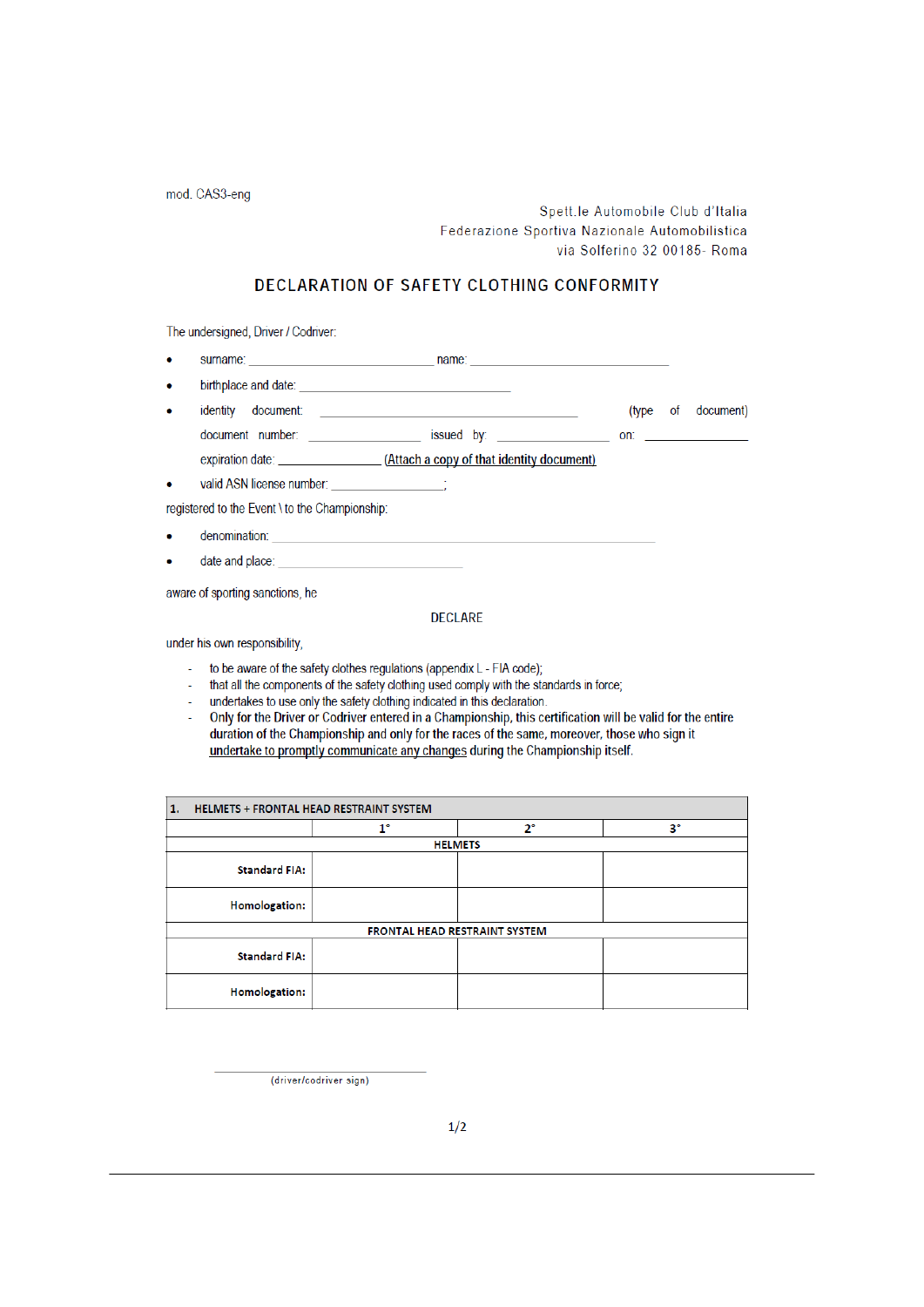mod. CAS3-eng

Spett.le Automobile Club d'Italia
Federazione Sportiva Nazionale Automobilistica
via Solferino 32 00185- Roma

# DECLARATION OF SAFETY CLOTHING CONFORMITY

The undersigned, Driver / Codriver:

- surname: ____________________________ name: ______________________________
- birthplace and date: ________________________________
- identity document: ________________________________________ (type of document)

  document number: _________________ issued by: _________________ on: ____________

  expiration date: ______________ <u>(Attach a copy of that identity document)</u>
- valid ASN license number: ______________________;

registered to the Event \ to the Championship:

- denomination: ____________________________________________________________
- date and place: ____________________________

aware of sporting sanctions, he

DECLARE

under his own responsibility,

- to be aware of the safety clothes regulations (appendix L - FIA code);
- that all the components of the safety clothing used comply with the standards in force;
- undertakes to use only the safety clothing indicated in this declaration.
- **Only for the Driver or Codriver entered in a Championship, this certification will be valid for the entire duration of the Championship and only for the races of the same, moreover, those who sign it <u>undertake to promptly communicate any changes</u> during the Championship itself.**

| **1. HELMETS + FRONTAL HEAD RESTRAINT SYSTEM** | | | |
|---|---|---|---|
| | **1°** | **2°** | **3°** |
| | | **HELMETS** | |
| **Standard FIA:** | | | |
| **Homologation:** | | | |
| | | **FRONTAL HEAD RESTRAINT SYSTEM** | |
| **Standard FIA:** | | | |
| **Homologation:** | | | |

______________________________
(driver/codriver sign)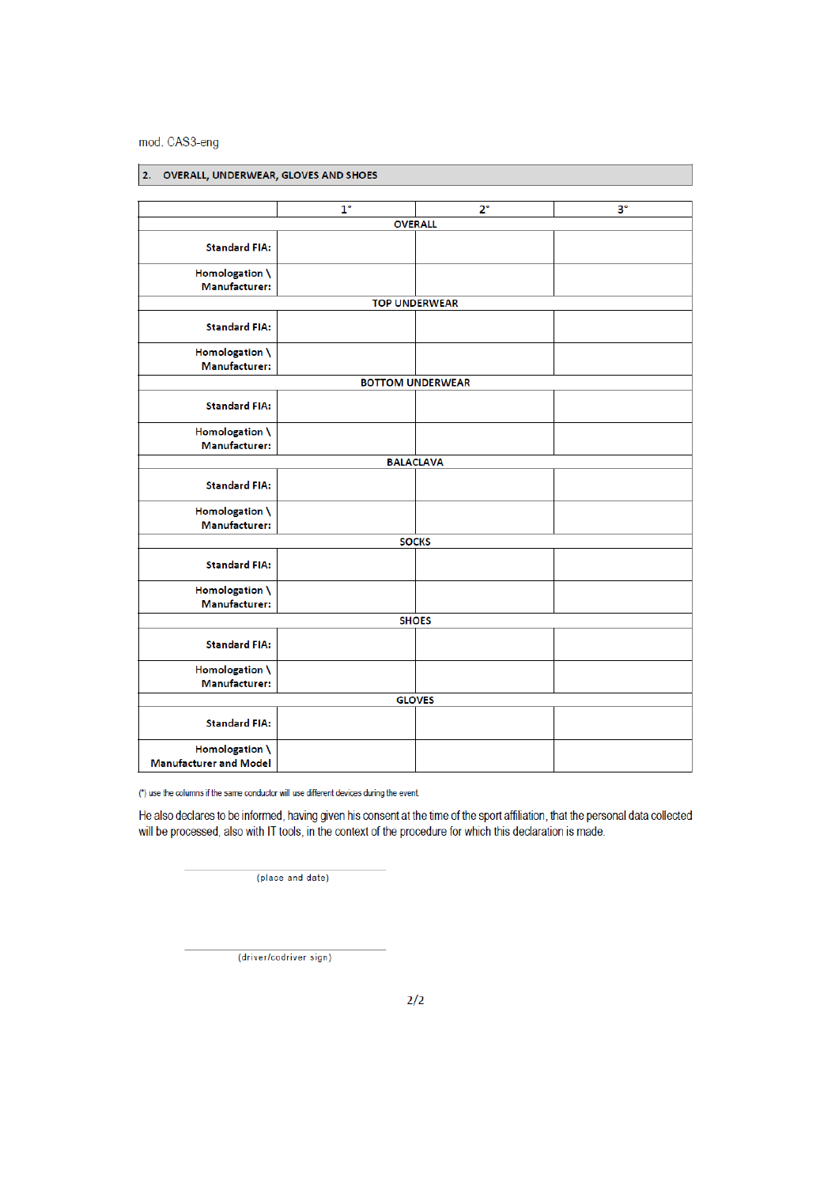mod. CAS3-eng

## 2. OVERALL, UNDERWEAR, GLOVES AND SHOES

| | 1° | 2° | 3° |
|---|---|---|---|
| **OVERALL** | | | |
| **Standard FIA:** | | | |
| **Homologation \ Manufacturer:** | | | |
| **TOP UNDERWEAR** | | | |
| **Standard FIA:** | | | |
| **Homologation \ Manufacturer:** | | | |
| **BOTTOM UNDERWEAR** | | | |
| **Standard FIA:** | | | |
| **Homologation \ Manufacturer:** | | | |
| **BALACLAVA** | | | |
| **Standard FIA:** | | | |
| **Homologation \ Manufacturer:** | | | |
| **SOCKS** | | | |
| **Standard FIA:** | | | |
| **Homologation \ Manufacturer:** | | | |
| **SHOES** | | | |
| **Standard FIA:** | | | |
| **Homologation \ Manufacturer:** | | | |
| **GLOVES** | | | |
| **Standard FIA:** | | | |
| **Homologation \ Manufacturer and Model** | | | |

(*) use the columns if the same conductor will use different devices during the event

He also declares to be informed, having given his consent at the time of the sport affiliation, that the personal data collected will be processed, also with IT tools, in the context of the procedure for which this declaration is made.

______________________________
(place and date)

______________________________
(driver/codriver sign)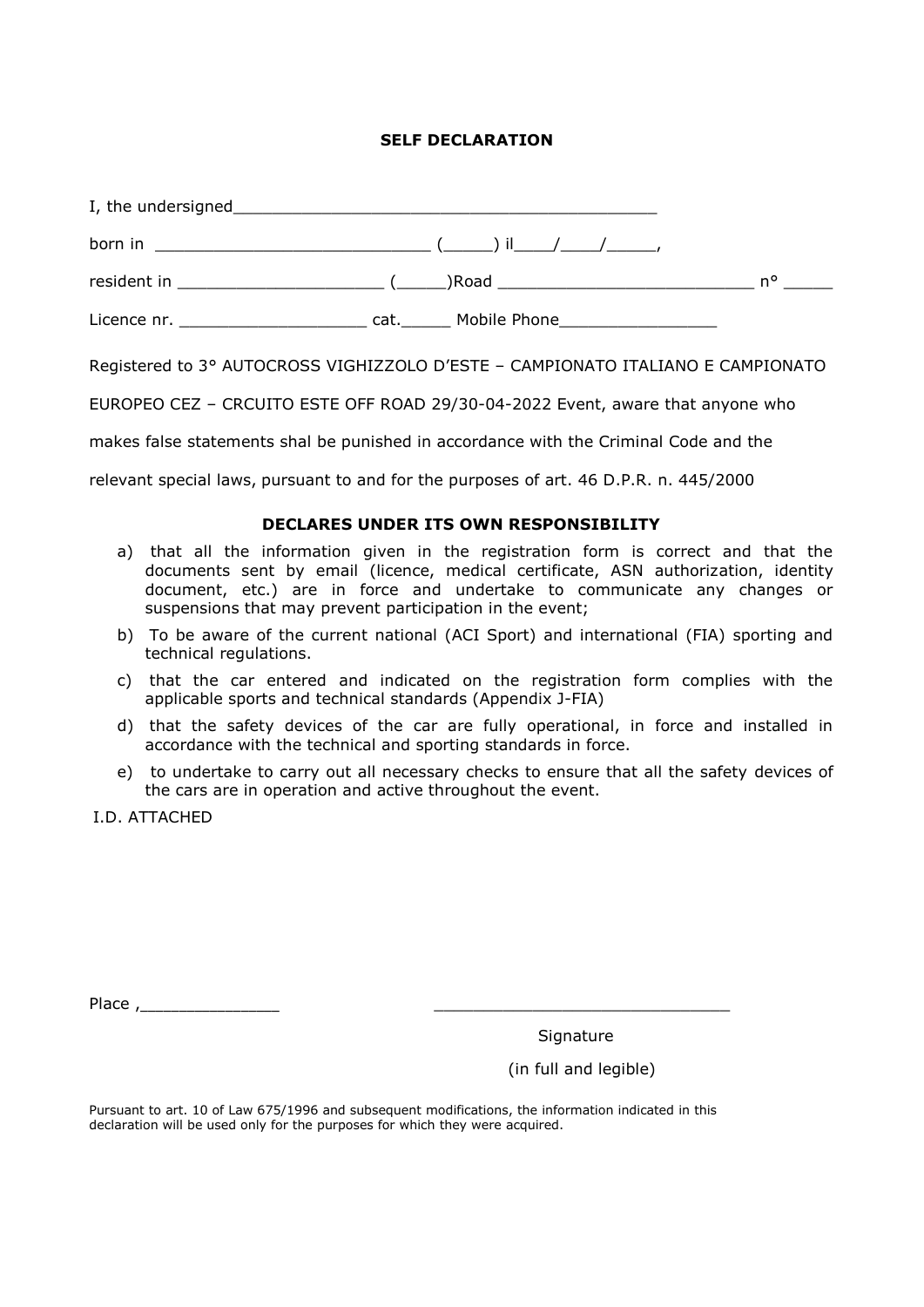**SELF DECLARATION**

I, the undersigned_____________________________________________

born in ____________________________ (_____) il____/____/_____,

resident in _____________________ (_____)Road ___________________________ n° _____

Licence nr. ___________________ cat._____ Mobile Phone________________

Registered to 3° AUTOCROSS VIGHIZZOLO D'ESTE – CAMPIONATO ITALIANO E CAMPIONATO EUROPEO CEZ – CRCUITO ESTE OFF ROAD 29/30-04-2022 Event, aware that anyone who makes false statements shal be punished in accordance with the Criminal Code and the relevant special laws, pursuant to and for the purposes of art. 46 D.P.R. n. 445/2000

**DECLARES UNDER ITS OWN RESPONSIBILITY**

a) that all the information given in the registration form is correct and that the documents sent by email (licence, medical certificate, ASN authorization, identity document, etc.) are in force and undertake to communicate any changes or suspensions that may prevent participation in the event;
b) To be aware of the current national (ACI Sport) and international (FIA) sporting and technical regulations.
c) that the car entered and indicated on the registration form complies with the applicable sports and technical standards (Appendix J-FIA)
d) that the safety devices of the car are fully operational, in force and installed in accordance with the technical and sporting standards in force.
e) to undertake to carry out all necessary checks to ensure that all the safety devices of the cars are in operation and active throughout the event.

I.D. ATTACHED

Place ,______________ ______________________________

Signature

(in full and legible)

Pursuant to art. 10 of Law 675/1996 and subsequent modifications, the information indicated in this declaration will be used only for the purposes for which they were acquired.